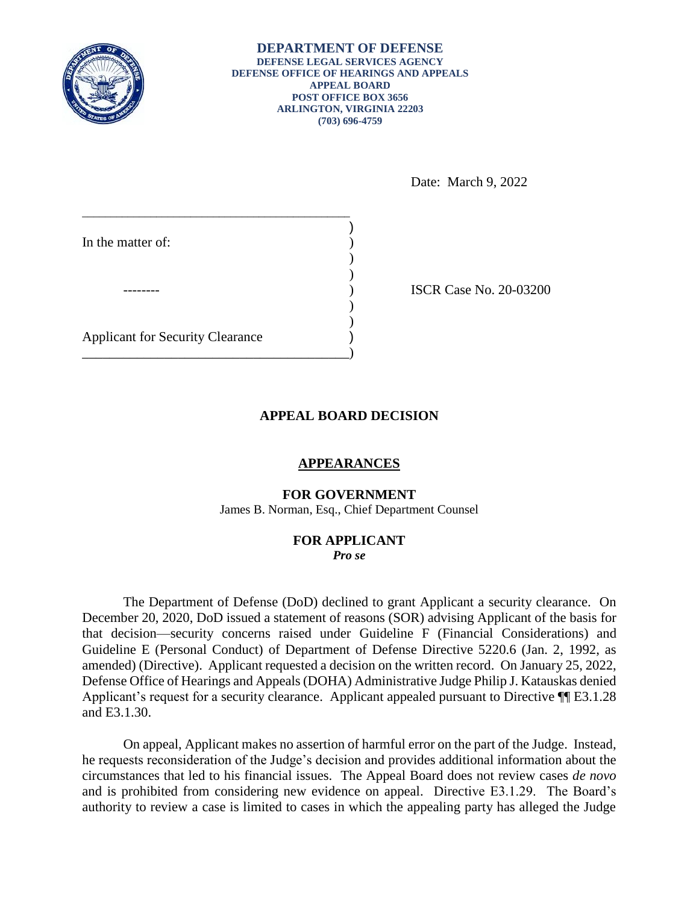**DEPARTMENT OF DEFENSE**
**DEFENSE LEGAL SERVICES AGENCY**
**DEFENSE OFFICE OF HEARINGS AND APPEALS**
**APPEAL BOARD**
**POST OFFICE BOX 3656**
**ARLINGTON, VIRGINIA 22203**
**(703) 696-4759**

Date: March 9, 2022

In the matter of:

--------

Applicant for Security Clearance

ISCR Case No. 20-03200

## APPEAL BOARD DECISION

### APPEARANCES

**FOR GOVERNMENT**
James B. Norman, Esq., Chief Department Counsel

**FOR APPLICANT**
***Pro se***

The Department of Defense (DoD) declined to grant Applicant a security clearance. On December 20, 2020, DoD issued a statement of reasons (SOR) advising Applicant of the basis for that decision—security concerns raised under Guideline F (Financial Considerations) and Guideline E (Personal Conduct) of Department of Defense Directive 5220.6 (Jan. 2, 1992, as amended) (Directive). Applicant requested a decision on the written record. On January 25, 2022, Defense Office of Hearings and Appeals (DOHA) Administrative Judge Philip J. Katauskas denied Applicant's request for a security clearance. Applicant appealed pursuant to Directive ¶¶ E3.1.28 and E3.1.30.

On appeal, Applicant makes no assertion of harmful error on the part of the Judge. Instead, he requests reconsideration of the Judge's decision and provides additional information about the circumstances that led to his financial issues. The Appeal Board does not review cases *de novo* and is prohibited from considering new evidence on appeal. Directive E3.1.29. The Board's authority to review a case is limited to cases in which the appealing party has alleged the Judge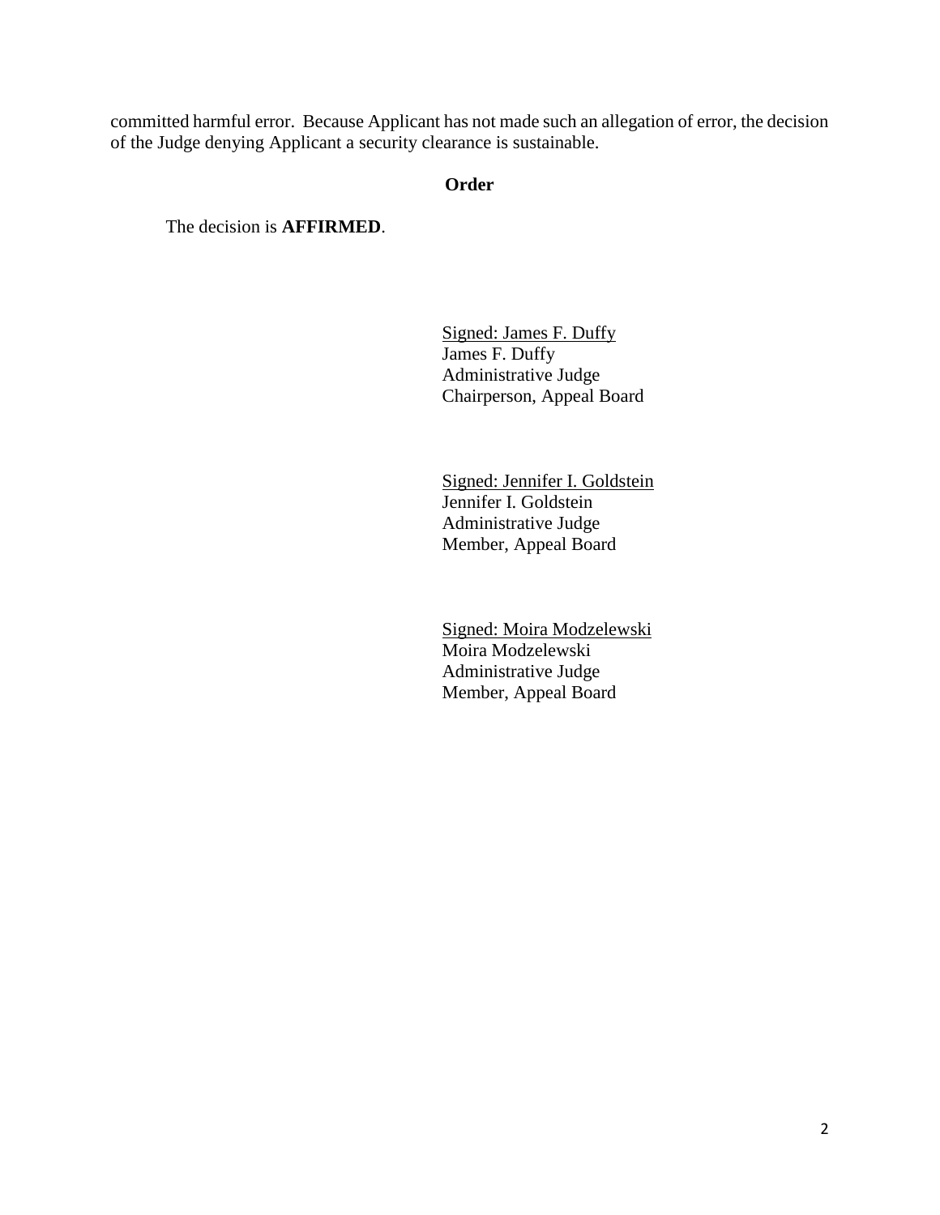committed harmful error. Because Applicant has not made such an allegation of error, the decision of the Judge denying Applicant a security clearance is sustainable.

**Order**

The decision is **AFFIRMED**.

Signed: James F. Duffy
James F. Duffy
Administrative Judge
Chairperson, Appeal Board

Signed: Jennifer I. Goldstein
Jennifer I. Goldstein
Administrative Judge
Member, Appeal Board

Signed: Moira Modzelewski
Moira Modzelewski
Administrative Judge
Member, Appeal Board